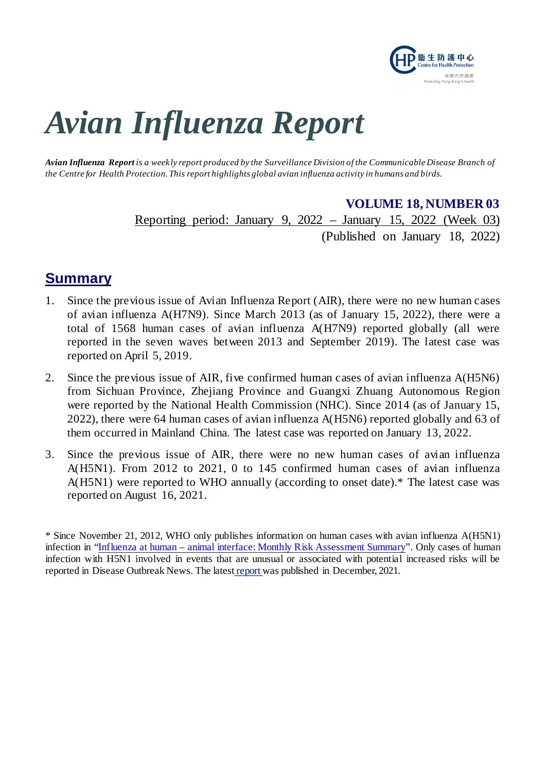# *Avian Influenza Report*

***Avian Influenza Report** is a weekly report produced by the Surveillance Division of the Communicable Disease Branch of the Centre for Health Protection. This report highlights global avian influenza activity in humans and birds.*

**VOLUME 18, NUMBER 03**

Reporting period: January 9, 2022 – January 15, 2022 (Week 03)

(Published on January 18, 2022)

## Summary

1. Since the previous issue of Avian Influenza Report (AIR), there were no new human cases of avian influenza A(H7N9). Since March 2013 (as of January 15, 2022), there were a total of 1568 human cases of avian influenza A(H7N9) reported globally (all were reported in the seven waves between 2013 and September 2019). The latest case was reported on April 5, 2019.

2. Since the previous issue of AIR, five confirmed human cases of avian influenza A(H5N6) from Sichuan Province, Zhejiang Province and Guangxi Zhuang Autonomous Region were reported by the National Health Commission (NHC). Since 2014 (as of January 15, 2022), there were 64 human cases of avian influenza A(H5N6) reported globally and 63 of them occurred in Mainland China. The latest case was reported on January 13, 2022.

3. Since the previous issue of AIR, there were no new human cases of avian influenza A(H5N1). From 2012 to 2021, 0 to 145 confirmed human cases of avian influenza A(H5N1) were reported to WHO annually (according to onset date).* The latest case was reported on August 16, 2021.

* Since November 21, 2012, WHO only publishes information on human cases with avian influenza A(H5N1) infection in "Influenza at human – animal interface: Monthly Risk Assessment Summary". Only cases of human infection with H5N1 involved in events that are unusual or associated with potential increased risks will be reported in Disease Outbreak News. The latest report was published in December, 2021.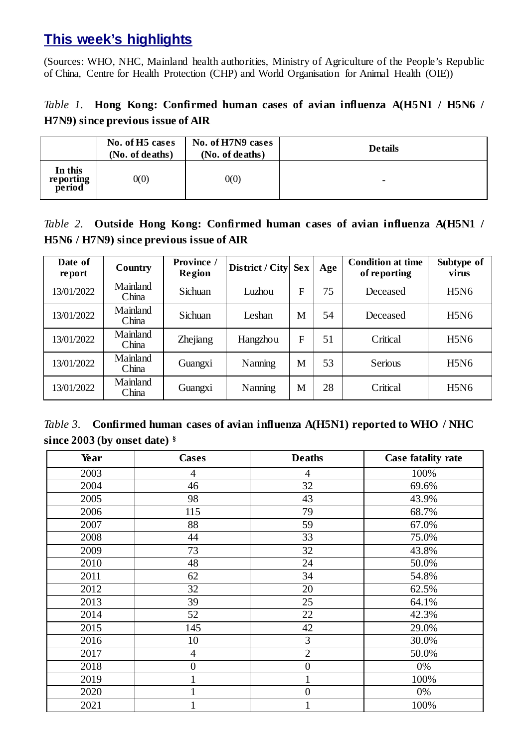## This week's highlights

(Sources: WHO, NHC, Mainland health authorities, Ministry of Agriculture of the People's Republic of China, Centre for Health Protection (CHP) and World Organisation for Animal Health (OIE))

*Table 1.* **Hong Kong: Confirmed human cases of avian influenza A(H5N1 / H5N6 / H7N9) since previous issue of AIR**

| | No. of H5 cases (No. of deaths) | No. of H7N9 cases (No. of deaths) | Details |
|---|---|---|---|
| In this reporting period | 0(0) | 0(0) | - |

*Table 2.* **Outside Hong Kong: Confirmed human cases of avian influenza A(H5N1 / H5N6 / H7N9) since previous issue of AIR**

| Date of report | Country | Province / Region | District / City | Sex | Age | Condition at time of reporting | Subtype of virus |
|---|---|---|---|---|---|---|---|
| 13/01/2022 | Mainland China | Sichuan | Luzhou | F | 75 | Deceased | H5N6 |
| 13/01/2022 | Mainland China | Sichuan | Leshan | M | 54 | Deceased | H5N6 |
| 13/01/2022 | Mainland China | Zhejiang | Hangzhou | F | 51 | Critical | H5N6 |
| 13/01/2022 | Mainland China | Guangxi | Nanning | M | 53 | Serious | H5N6 |
| 13/01/2022 | Mainland China | Guangxi | Nanning | M | 28 | Critical | H5N6 |

*Table 3.* **Confirmed human cases of avian influenza A(H5N1) reported to WHO / NHC since 2003 (by onset date) §**

| Year | Cases | Deaths | Case fatality rate |
|---|---|---|---|
| 2003 | 4 | 4 | 100% |
| 2004 | 46 | 32 | 69.6% |
| 2005 | 98 | 43 | 43.9% |
| 2006 | 115 | 79 | 68.7% |
| 2007 | 88 | 59 | 67.0% |
| 2008 | 44 | 33 | 75.0% |
| 2009 | 73 | 32 | 43.8% |
| 2010 | 48 | 24 | 50.0% |
| 2011 | 62 | 34 | 54.8% |
| 2012 | 32 | 20 | 62.5% |
| 2013 | 39 | 25 | 64.1% |
| 2014 | 52 | 22 | 42.3% |
| 2015 | 145 | 42 | 29.0% |
| 2016 | 10 | 3 | 30.0% |
| 2017 | 4 | 2 | 50.0% |
| 2018 | 0 | 0 | 0% |
| 2019 | 1 | 1 | 100% |
| 2020 | 1 | 0 | 0% |
| 2021 | 1 | 1 | 100% |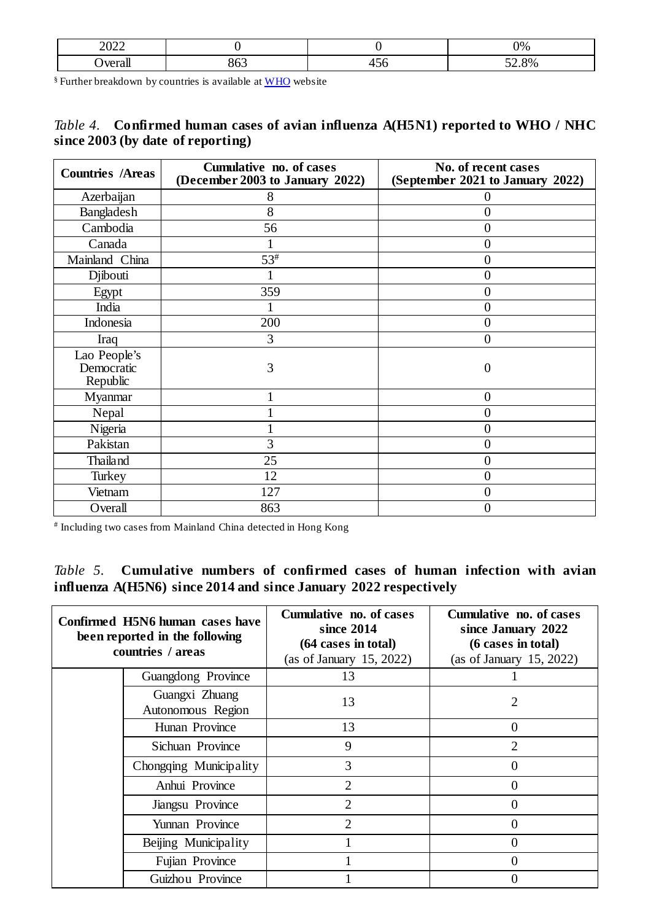| | | | |
|---|---|---|---|
| 2022 | 0 | 0 | 0% |
| Overall | 863 | 456 | 52.8% |

§ Further breakdown by countries is available at WHO website

*Table 4.* **Confirmed human cases of avian influenza A(H5N1) reported to WHO / NHC since 2003 (by date of reporting)**

| Countries /Areas | Cumulative no. of cases (December 2003 to January 2022) | No. of recent cases (September 2021 to January 2022) |
|---|---|---|
| Azerbaijan | 8 | 0 |
| Bangladesh | 8 | 0 |
| Cambodia | 56 | 0 |
| Canada | 1 | 0 |
| Mainland China | 53# | 0 |
| Djibouti | 1 | 0 |
| Egypt | 359 | 0 |
| India | 1 | 0 |
| Indonesia | 200 | 0 |
| Iraq | 3 | 0 |
| Lao People's Democratic Republic | 3 | 0 |
| Myanmar | 1 | 0 |
| Nepal | 1 | 0 |
| Nigeria | 1 | 0 |
| Pakistan | 3 | 0 |
| Thailand | 25 | 0 |
| Turkey | 12 | 0 |
| Vietnam | 127 | 0 |
| Overall | 863 | 0 |

# Including two cases from Mainland China detected in Hong Kong

*Table 5.* **Cumulative numbers of confirmed cases of human infection with avian influenza A(H5N6) since 2014 and since January 2022 respectively**

| Confirmed H5N6 human cases have been reported in the following countries / areas | | Cumulative no. of cases since 2014 (64 cases in total) (as of January 15, 2022) | Cumulative no. of cases since January 2022 (6 cases in total) (as of January 15, 2022) |
|---|---|---|---|
| | Guangdong Province | 13 | 1 |
| | Guangxi Zhuang Autonomous Region | 13 | 2 |
| | Hunan Province | 13 | 0 |
| | Sichuan Province | 9 | 2 |
| | Chongqing Municipality | 3 | 0 |
| | Anhui Province | 2 | 0 |
| | Jiangsu Province | 2 | 0 |
| | Yunnan Province | 2 | 0 |
| | Beijing Municipality | 1 | 0 |
| | Fujian Province | 1 | 0 |
| | Guizhou Province | 1 | 0 |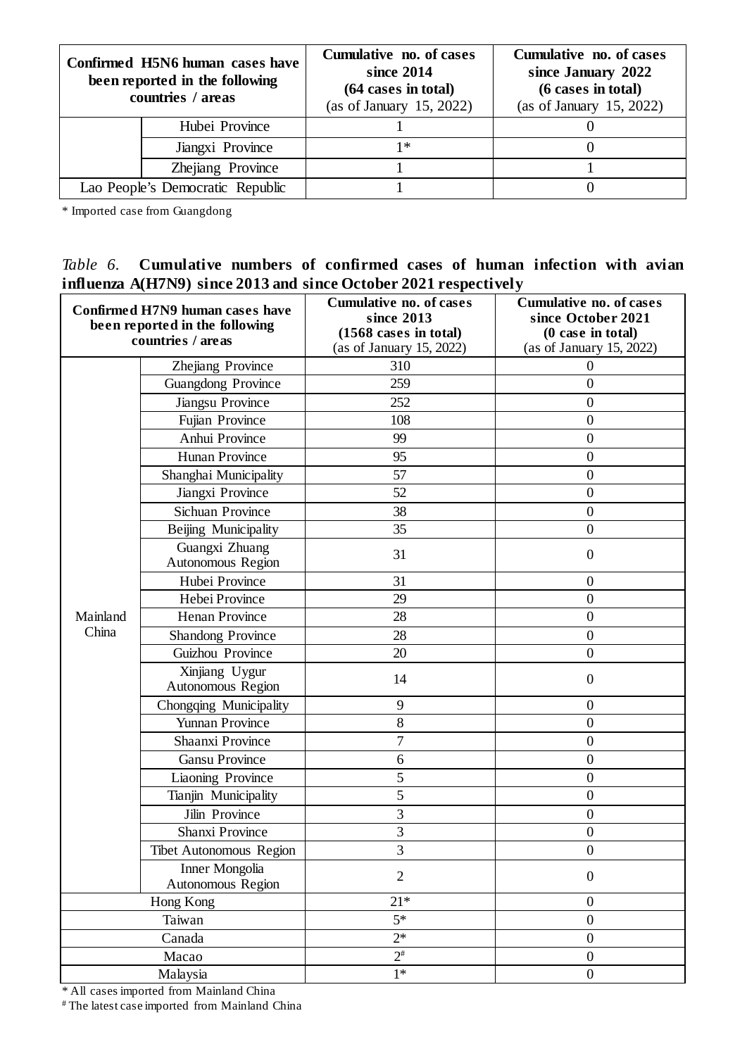| Confirmed H5N6 human cases have been reported in the following countries / areas | | Cumulative no. of cases since 2014 (64 cases in total) (as of January 15, 2022) | Cumulative no. of cases since January 2022 (6 cases in total) (as of January 15, 2022) |
|---|---|---|---|
| | Hubei Province | 1 | 0 |
| | Jiangxi Province | 1* | 0 |
| | Zhejiang Province | 1 | 1 |
| Lao People's Democratic Republic | | 1 | 0 |

* Imported case from Guangdong

*Table 6.* **Cumulative numbers of confirmed cases of human infection with avian influenza A(H7N9) since 2013 and since October 2021 respectively**

| Confirmed H7N9 human cases have been reported in the following countries / areas | | Cumulative no. of cases since 2013 (1568 cases in total) (as of January 15, 2022) | Cumulative no. of cases since October 2021 (0 case in total) (as of January 15, 2022) |
|---|---|---|---|
| Mainland China | Zhejiang Province | 310 | 0 |
| | Guangdong Province | 259 | 0 |
| | Jiangsu Province | 252 | 0 |
| | Fujian Province | 108 | 0 |
| | Anhui Province | 99 | 0 |
| | Hunan Province | 95 | 0 |
| | Shanghai Municipality | 57 | 0 |
| | Jiangxi Province | 52 | 0 |
| | Sichuan Province | 38 | 0 |
| | Beijing Municipality | 35 | 0 |
| | Guangxi Zhuang Autonomous Region | 31 | 0 |
| | Hubei Province | 31 | 0 |
| | Hebei Province | 29 | 0 |
| | Henan Province | 28 | 0 |
| | Shandong Province | 28 | 0 |
| | Guizhou Province | 20 | 0 |
| | Xinjiang Uygur Autonomous Region | 14 | 0 |
| | Chongqing Municipality | 9 | 0 |
| | Yunnan Province | 8 | 0 |
| | Shaanxi Province | 7 | 0 |
| | Gansu Province | 6 | 0 |
| | Liaoning Province | 5 | 0 |
| | Tianjin Municipality | 5 | 0 |
| | Jilin Province | 3 | 0 |
| | Shanxi Province | 3 | 0 |
| | Tibet Autonomous Region | 3 | 0 |
| | Inner Mongolia Autonomous Region | 2 | 0 |
| Hong Kong | | 21* | 0 |
| Taiwan | | 5* | 0 |
| Canada | | 2* | 0 |
| Macao | | 2# | 0 |
| Malaysia | | 1* | 0 |

* All cases imported from Mainland China

# The latest case imported from Mainland China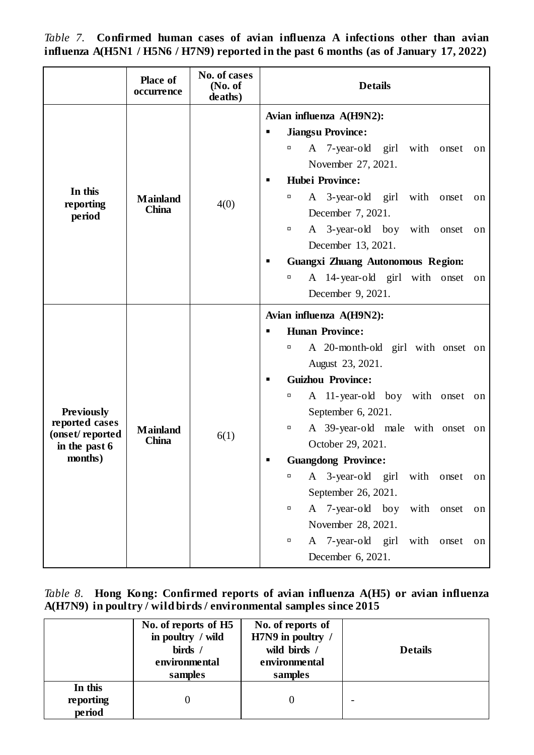*Table 7.* **Confirmed human cases of avian influenza A infections other than avian influenza A(H5N1 / H5N6 / H7N9) reported in the past 6 months (as of January 17, 2022)**

| | Place of occurrence | No. of cases (No. of deaths) | Details |
|---|---|---|---|
| **In this reporting period** | **Mainland China** | 4(0) | **Avian influenza A(H9N2):**<br>▪ **Jiangsu Province:**<br>▫ A 7-year-old girl with onset on November 27, 2021.<br>▪ **Hubei Province:**<br>▫ A 3-year-old girl with onset on December 7, 2021.<br>▫ A 3-year-old boy with onset on December 13, 2021.<br>▪ **Guangxi Zhuang Autonomous Region:**<br>▫ A 14-year-old girl with onset on December 9, 2021. |
| **Previously reported cases (onset/ reported in the past 6 months)** | **Mainland China** | 6(1) | **Avian influenza A(H9N2):**<br>▪ **Hunan Province:**<br>▫ A 20-month-old girl with onset on August 23, 2021.<br>▪ **Guizhou Province:**<br>▫ A 11-year-old boy with onset on September 6, 2021.<br>▫ A 39-year-old male with onset on October 29, 2021.<br>▪ **Guangdong Province:**<br>▫ A 3-year-old girl with onset on September 26, 2021.<br>▫ A 7-year-old boy with onset on November 28, 2021.<br>▫ A 7-year-old girl with onset on December 6, 2021. |

*Table 8.* **Hong Kong: Confirmed reports of avian influenza A(H5) or avian influenza A(H7N9) in poultry / wild birds / environmental samples since 2015**

| | No. of reports of H5 in poultry / wild birds / environmental samples | No. of reports of H7N9 in poultry / wild birds / environmental samples | Details |
|---|---|---|---|
| **In this reporting period** | 0 | 0 | - |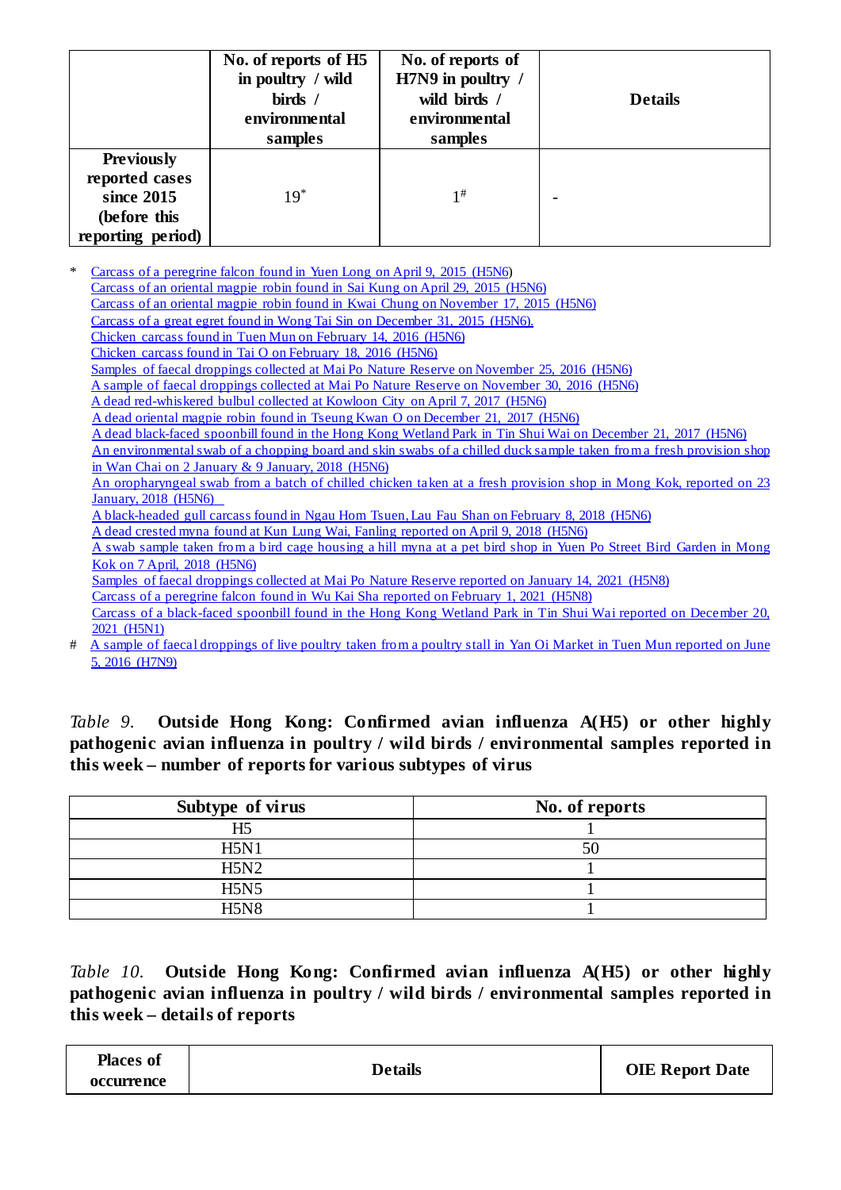| | No. of reports of H5 in poultry / wild birds / environmental samples | No. of reports of H7N9 in poultry / wild birds / environmental samples | Details |
|---|---|---|---|
| Previously reported cases since 2015 (before this reporting period) | 19* | 1# | - |

\* Carcass of a peregrine falcon found in Yuen Long on April 9, 2015 (H5N6)
Carcass of an oriental magpie robin found in Sai Kung on April 29, 2015 (H5N6)
Carcass of an oriental magpie robin found in Kwai Chung on November 17, 2015 (H5N6)
Carcass of a great egret found in Wong Tai Sin on December 31, 2015 (H5N6).
Chicken carcass found in Tuen Mun on February 14, 2016 (H5N6)
Chicken carcass found in Tai O on February 18, 2016 (H5N6)
Samples of faecal droppings collected at Mai Po Nature Reserve on November 25, 2016 (H5N6)
A sample of faecal droppings collected at Mai Po Nature Reserve on November 30, 2016 (H5N6)
A dead red-whiskered bulbul collected at Kowloon City on April 7, 2017 (H5N6)
A dead oriental magpie robin found in Tseung Kwan O on December 21, 2017 (H5N6)
A dead black-faced spoonbill found in the Hong Kong Wetland Park in Tin Shui Wai on December 21, 2017 (H5N6)
An environmental swab of a chopping board and skin swabs of a chilled duck sample taken from a fresh provision shop in Wan Chai on 2 January & 9 January, 2018 (H5N6)
An oropharyngeal swab from a batch of chilled chicken taken at a fresh provision shop in Mong Kok, reported on 23 January, 2018 (H5N6)
A black-headed gull carcass found in Ngau Hom Tsuen, Lau Fau Shan on February 8, 2018 (H5N6)
A dead crested myna found at Kun Lung Wai, Fanling reported on April 9, 2018 (H5N6)
A swab sample taken from a bird cage housing a hill myna at a pet bird shop in Yuen Po Street Bird Garden in Mong Kok on 7 April, 2018 (H5N6)
Samples of faecal droppings collected at Mai Po Nature Reserve reported on January 14, 2021 (H5N8)
Carcass of a peregrine falcon found in Wu Kai Sha reported on February 1, 2021 (H5N8)
Carcass of a black-faced spoonbill found in the Hong Kong Wetland Park in Tin Shui Wai reported on December 20, 2021 (H5N1)

\# A sample of faecal droppings of live poultry taken from a poultry stall in Yan Oi Market in Tuen Mun reported on June 5, 2016 (H7N9)

*Table 9.* **Outside Hong Kong: Confirmed avian influenza A(H5) or other highly pathogenic avian influenza in poultry / wild birds / environmental samples reported in this week – number of reports for various subtypes of virus**

| Subtype of virus | No. of reports |
|---|---|
| H5 | 1 |
| H5N1 | 50 |
| H5N2 | 1 |
| H5N5 | 1 |
| H5N8 | 1 |

*Table 10.* **Outside Hong Kong: Confirmed avian influenza A(H5) or other highly pathogenic avian influenza in poultry / wild birds / environmental samples reported in this week – details of reports**

| Places of occurrence | Details | OIE Report Date |
|---|---|---|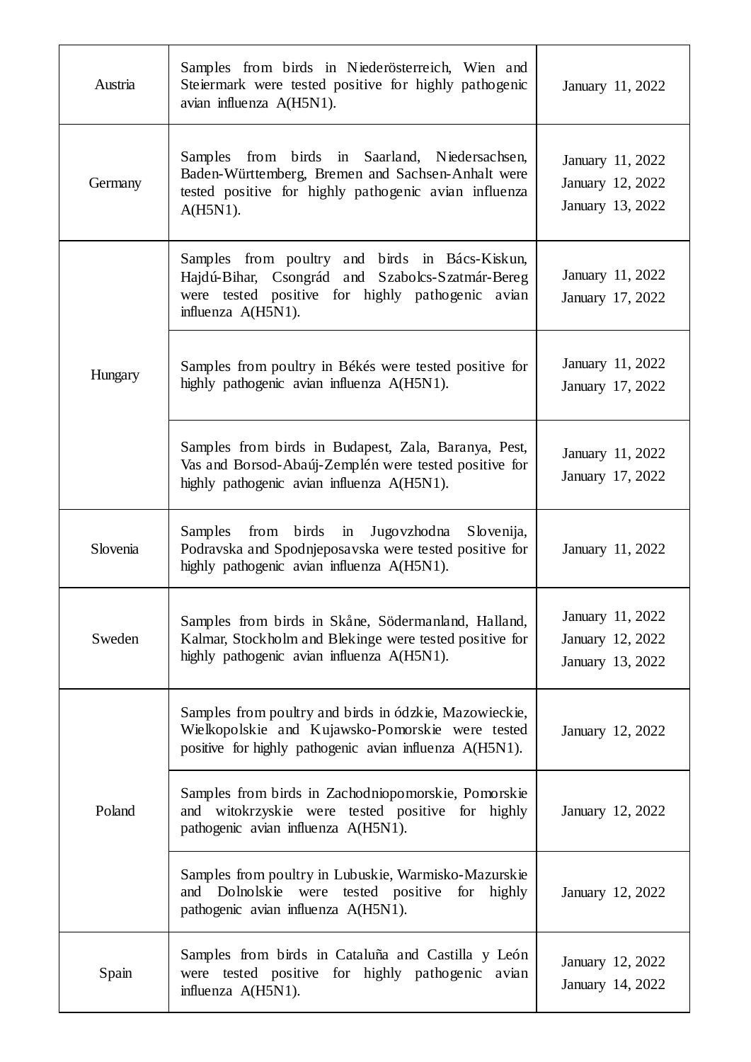| | | |
|---|---|---|
| Austria | Samples from birds in Niederösterreich, Wien and Steiermark were tested positive for highly pathogenic avian influenza A(H5N1). | January 11, 2022 |
| Germany | Samples from birds in Saarland, Niedersachsen, Baden-Württemberg, Bremen and Sachsen-Anhalt were tested positive for highly pathogenic avian influenza A(H5N1). | January 11, 2022<br>January 12, 2022<br>January 13, 2022 |
| Hungary | Samples from poultry and birds in Bács-Kiskun, Hajdú-Bihar, Csongrád and Szabolcs-Szatmár-Bereg were tested positive for highly pathogenic avian influenza A(H5N1). | January 11, 2022<br>January 17, 2022 |
| | Samples from poultry in Békés were tested positive for highly pathogenic avian influenza A(H5N1). | January 11, 2022<br>January 17, 2022 |
| | Samples from birds in Budapest, Zala, Baranya, Pest, Vas and Borsod-Abaúj-Zemplén were tested positive for highly pathogenic avian influenza A(H5N1). | January 11, 2022<br>January 17, 2022 |
| Slovenia | Samples from birds in Jugovzhodna Slovenija, Podravska and Spodnjeposavska were tested positive for highly pathogenic avian influenza A(H5N1). | January 11, 2022 |
| Sweden | Samples from birds in Skåne, Södermanland, Halland, Kalmar, Stockholm and Blekinge were tested positive for highly pathogenic avian influenza A(H5N1). | January 11, 2022<br>January 12, 2022<br>January 13, 2022 |
| Poland | Samples from poultry and birds in ódzkie, Mazowieckie, Wielkopolskie and Kujawsko-Pomorskie were tested positive for highly pathogenic avian influenza A(H5N1). | January 12, 2022 |
| | Samples from birds in Zachodniopomorskie, Pomorskie and witokrzyskie were tested positive for highly pathogenic avian influenza A(H5N1). | January 12, 2022 |
| | Samples from poultry in Lubuskie, Warmisko-Mazurskie and Dolnolskie were tested positive for highly pathogenic avian influenza A(H5N1). | January 12, 2022 |
| Spain | Samples from birds in Cataluña and Castilla y León were tested positive for highly pathogenic avian influenza A(H5N1). | January 12, 2022<br>January 14, 2022 |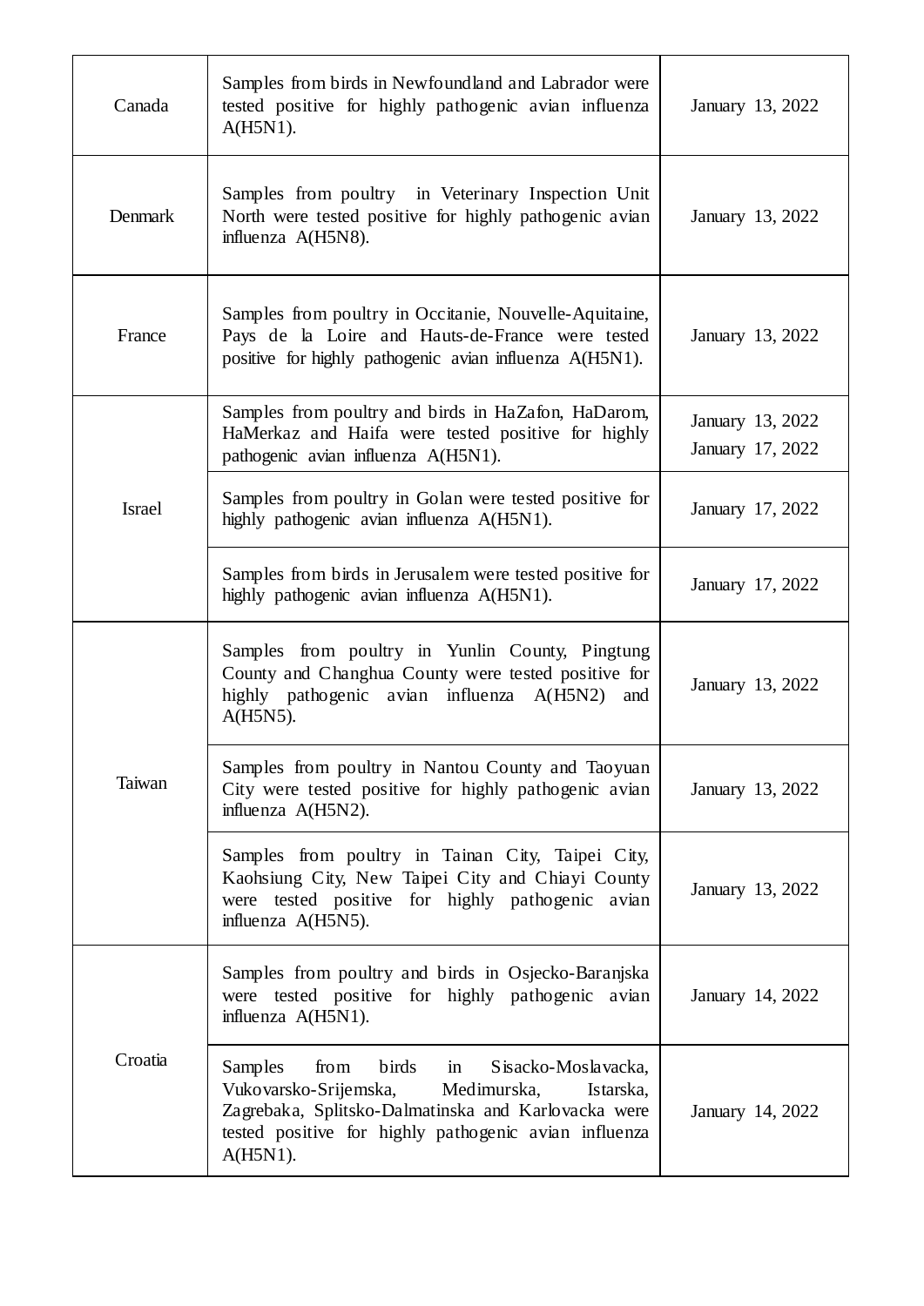| | | |
|---|---|---|
| Canada | Samples from birds in Newfoundland and Labrador were tested positive for highly pathogenic avian influenza A(H5N1). | January 13, 2022 |
| Denmark | Samples from poultry in Veterinary Inspection Unit North were tested positive for highly pathogenic avian influenza A(H5N8). | January 13, 2022 |
| France | Samples from poultry in Occitanie, Nouvelle-Aquitaine, Pays de la Loire and Hauts-de-France were tested positive for highly pathogenic avian influenza A(H5N1). | January 13, 2022 |
| Israel | Samples from poultry and birds in HaZafon, HaDarom, HaMerkaz and Haifa were tested positive for highly pathogenic avian influenza A(H5N1). | January 13, 2022<br>January 17, 2022 |
| | Samples from poultry in Golan were tested positive for highly pathogenic avian influenza A(H5N1). | January 17, 2022 |
| | Samples from birds in Jerusalem were tested positive for highly pathogenic avian influenza A(H5N1). | January 17, 2022 |
| Taiwan | Samples from poultry in Yunlin County, Pingtung County and Changhua County were tested positive for highly pathogenic avian influenza A(H5N2) and A(H5N5). | January 13, 2022 |
| | Samples from poultry in Nantou County and Taoyuan City were tested positive for highly pathogenic avian influenza A(H5N2). | January 13, 2022 |
| | Samples from poultry in Tainan City, Taipei City, Kaohsiung City, New Taipei City and Chiayi County were tested positive for highly pathogenic avian influenza A(H5N5). | January 13, 2022 |
| Croatia | Samples from poultry and birds in Osjecko-Baranjska were tested positive for highly pathogenic avian influenza A(H5N1). | January 14, 2022 |
| | Samples from birds in Sisacko-Moslavacka, Vukovarsko-Srijemska, Medimurska, Istarska, Zagrebaka, Splitsko-Dalmatinska and Karlovacka were tested positive for highly pathogenic avian influenza A(H5N1). | January 14, 2022 |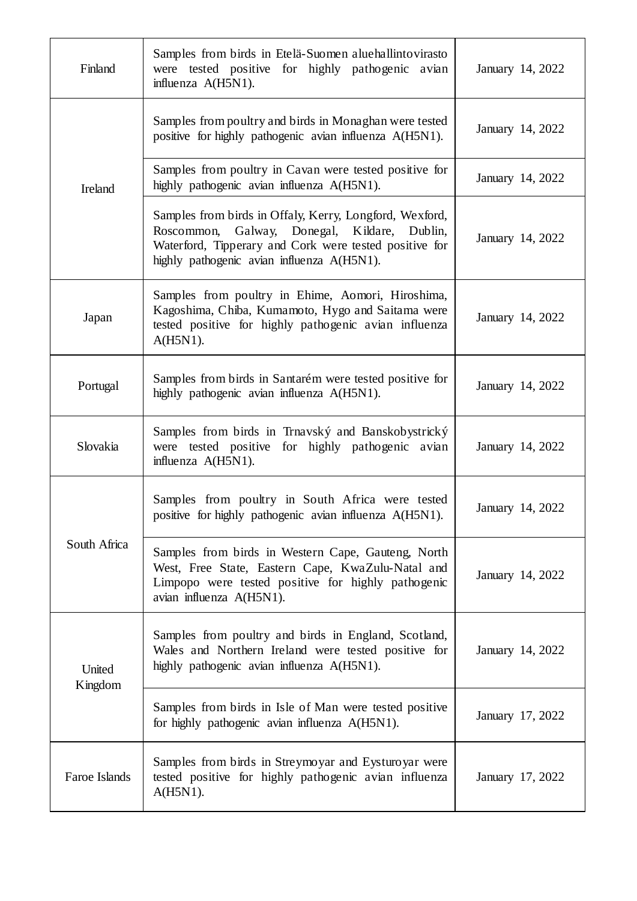| | | |
|---|---|---|
| Finland | Samples from birds in Etelä-Suomen aluehallintovirasto were tested positive for highly pathogenic avian influenza A(H5N1). | January 14, 2022 |
| Ireland | Samples from poultry and birds in Monaghan were tested positive for highly pathogenic avian influenza A(H5N1). | January 14, 2022 |
| | Samples from poultry in Cavan were tested positive for highly pathogenic avian influenza A(H5N1). | January 14, 2022 |
| | Samples from birds in Offaly, Kerry, Longford, Wexford, Roscommon, Galway, Donegal, Kildare, Dublin, Waterford, Tipperary and Cork were tested positive for highly pathogenic avian influenza A(H5N1). | January 14, 2022 |
| Japan | Samples from poultry in Ehime, Aomori, Hiroshima, Kagoshima, Chiba, Kumamoto, Hygo and Saitama were tested positive for highly pathogenic avian influenza A(H5N1). | January 14, 2022 |
| Portugal | Samples from birds in Santarém were tested positive for highly pathogenic avian influenza A(H5N1). | January 14, 2022 |
| Slovakia | Samples from birds in Trnavský and Banskobystrický were tested positive for highly pathogenic avian influenza A(H5N1). | January 14, 2022 |
| South Africa | Samples from poultry in South Africa were tested positive for highly pathogenic avian influenza A(H5N1). | January 14, 2022 |
| | Samples from birds in Western Cape, Gauteng, North West, Free State, Eastern Cape, KwaZulu-Natal and Limpopo were tested positive for highly pathogenic avian influenza A(H5N1). | January 14, 2022 |
| United Kingdom | Samples from poultry and birds in England, Scotland, Wales and Northern Ireland were tested positive for highly pathogenic avian influenza A(H5N1). | January 14, 2022 |
| | Samples from birds in Isle of Man were tested positive for highly pathogenic avian influenza A(H5N1). | January 17, 2022 |
| Faroe Islands | Samples from birds in Streymoyar and Eysturoyar were tested positive for highly pathogenic avian influenza A(H5N1). | January 17, 2022 |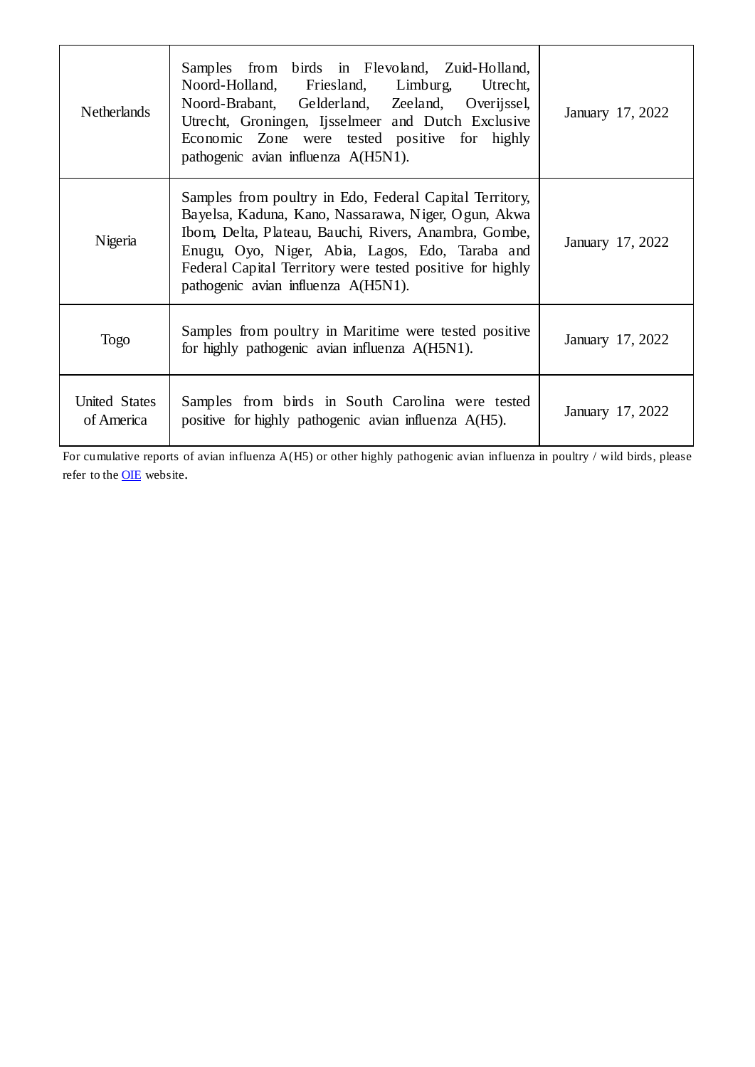| | | |
|---|---|---|
| Netherlands | Samples from birds in Flevoland, Zuid-Holland, Noord-Holland, Friesland, Limburg, Utrecht, Noord-Brabant, Gelderland, Zeeland, Overijssel, Utrecht, Groningen, Ijsselmeer and Dutch Exclusive Economic Zone were tested positive for highly pathogenic avian influenza A(H5N1). | January 17, 2022 |
| Nigeria | Samples from poultry in Edo, Federal Capital Territory, Bayelsa, Kaduna, Kano, Nassarawa, Niger, Ogun, Akwa Ibom, Delta, Plateau, Bauchi, Rivers, Anambra, Gombe, Enugu, Oyo, Niger, Abia, Lagos, Edo, Taraba and Federal Capital Territory were tested positive for highly pathogenic avian influenza A(H5N1). | January 17, 2022 |
| Togo | Samples from poultry in Maritime were tested positive for highly pathogenic avian influenza A(H5N1). | January 17, 2022 |
| United States of America | Samples from birds in South Carolina were tested positive for highly pathogenic avian influenza A(H5). | January 17, 2022 |

For cumulative reports of avian influenza A(H5) or other highly pathogenic avian influenza in poultry / wild birds, please refer to the OIE website.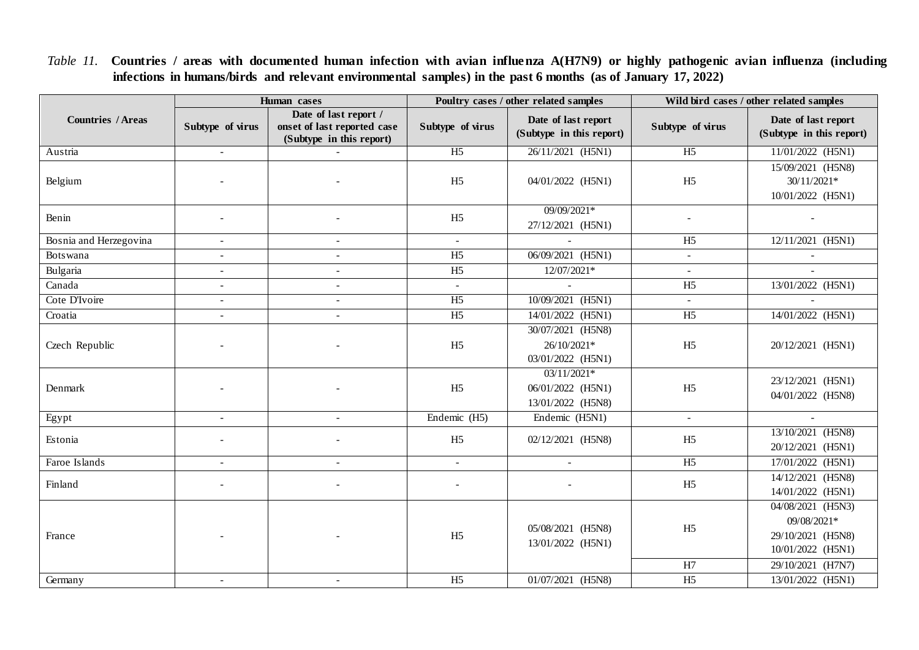*Table 11.* **Countries / areas with documented human infection with avian influenza A(H7N9) or highly pathogenic avian influenza (including infections in humans/birds and relevant environmental samples) in the past 6 months (as of January 17, 2022)**

| Countries / Areas | Human cases | | Poultry cases / other related samples | | Wild bird cases / other related samples | |
|---|---|---|---|---|---|---|
| | Subtype of virus | Date of last report / onset of last reported case (Subtype in this report) | Subtype of virus | Date of last report (Subtype in this report) | Subtype of virus | Date of last report (Subtype in this report) |
| Austria | - | - | H5 | 26/11/2021 (H5N1) | H5 | 11/01/2022 (H5N1) |
| Belgium | - | - | H5 | 04/01/2022 (H5N1) | H5 | 15/09/2021 (H5N8)<br>30/11/2021*<br>10/01/2022 (H5N1) |
| Benin | - | - | H5 | 09/09/2021*<br>27/12/2021 (H5N1) | - | - |
| Bosnia and Herzegovina | - | - | - | - | H5 | 12/11/2021 (H5N1) |
| Botswana | - | - | H5 | 06/09/2021 (H5N1) | - | - |
| Bulgaria | - | - | H5 | 12/07/2021* | - | - |
| Canada | - | - | - | - | H5 | 13/01/2022 (H5N1) |
| Cote D'Ivoire | - | - | H5 | 10/09/2021 (H5N1) | - | - |
| Croatia | - | - | H5 | 14/01/2022 (H5N1) | H5 | 14/01/2022 (H5N1) |
| Czech Republic | - | - | H5 | 30/07/2021 (H5N8)<br>26/10/2021*<br>03/01/2022 (H5N1) | H5 | 20/12/2021 (H5N1) |
| Denmark | - | - | H5 | 03/11/2021*<br>06/01/2022 (H5N1)<br>13/01/2022 (H5N8) | H5 | 23/12/2021 (H5N1)<br>04/01/2022 (H5N8) |
| Egypt | - | - | Endemic (H5) | Endemic (H5N1) | - | - |
| Estonia | - | - | H5 | 02/12/2021 (H5N8) | H5 | 13/10/2021 (H5N8)<br>20/12/2021 (H5N1) |
| Faroe Islands | - | - | - | - | H5 | 17/01/2022 (H5N1) |
| Finland | - | - | - | - | H5 | 14/12/2021 (H5N8)<br>14/01/2022 (H5N1) |
| France | - | - | H5 | 05/08/2021 (H5N8)<br>13/01/2022 (H5N1) | H5 | 04/08/2021 (H5N3)<br>09/08/2021*<br>29/10/2021 (H5N8)<br>10/01/2022 (H5N1) |
| | | | | | H7 | 29/10/2021 (H7N7) |
| Germany | - | - | H5 | 01/07/2021 (H5N8) | H5 | 13/01/2022 (H5N1) |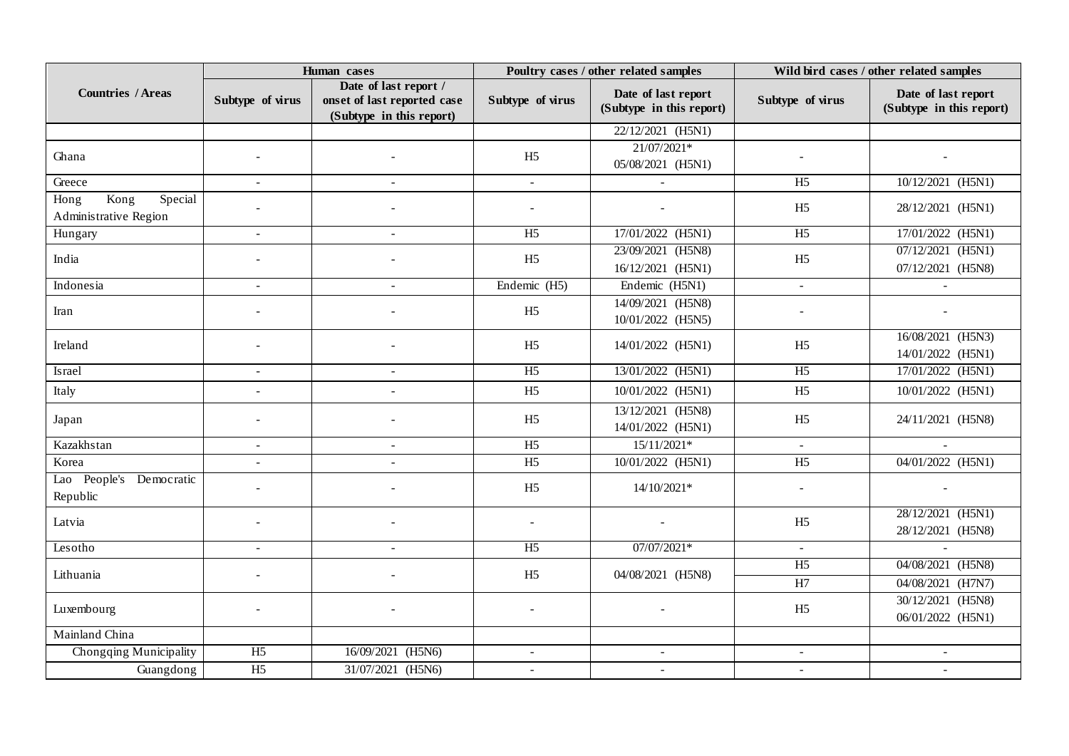| Countries / Areas | Human cases | | Poultry cases / other related samples | | Wild bird cases / other related samples | |
|---|---|---|---|---|---|---|
| | Subtype of virus | Date of last report / onset of last reported case (Subtype in this report) | Subtype of virus | Date of last report (Subtype in this report) | Subtype of virus | Date of last report (Subtype in this report) |
| | | | | 22/12/2021 (H5N1) | | |
| Ghana | - | - | H5 | 21/07/2021* 05/08/2021 (H5N1) | - | - |
| Greece | - | - | - | - | H5 | 10/12/2021 (H5N1) |
| Hong Kong Special Administrative Region | - | - | - | - | H5 | 28/12/2021 (H5N1) |
| Hungary | - | - | H5 | 17/01/2022 (H5N1) | H5 | 17/01/2022 (H5N1) |
| India | - | - | H5 | 23/09/2021 (H5N8) 16/12/2021 (H5N1) | H5 | 07/12/2021 (H5N1) 07/12/2021 (H5N8) |
| Indonesia | - | - | Endemic (H5) | Endemic (H5N1) | - | - |
| Iran | - | - | H5 | 14/09/2021 (H5N8) 10/01/2022 (H5N5) | - | - |
| Ireland | - | - | H5 | 14/01/2022 (H5N1) | H5 | 16/08/2021 (H5N3) 14/01/2022 (H5N1) |
| Israel | - | - | H5 | 13/01/2022 (H5N1) | H5 | 17/01/2022 (H5N1) |
| Italy | - | - | H5 | 10/01/2022 (H5N1) | H5 | 10/01/2022 (H5N1) |
| Japan | - | - | H5 | 13/12/2021 (H5N8) 14/01/2022 (H5N1) | H5 | 24/11/2021 (H5N8) |
| Kazakhstan | - | - | H5 | 15/11/2021* | - | - |
| Korea | - | - | H5 | 10/01/2022 (H5N1) | H5 | 04/01/2022 (H5N1) |
| Lao People's Democratic Republic | - | - | H5 | 14/10/2021* | - | - |
| Latvia | - | - | - | - | H5 | 28/12/2021 (H5N1) 28/12/2021 (H5N8) |
| Lesotho | - | - | H5 | 07/07/2021* | - | - |
| Lithuania | - | - | H5 | 04/08/2021 (H5N8) | H5 | 04/08/2021 (H5N8) |
| | | | | | H7 | 04/08/2021 (H7N7) |
| Luxembourg | - | - | - | - | H5 | 30/12/2021 (H5N8) 06/01/2022 (H5N1) |
| Mainland China | | | | | | |
| Chongqing Municipality | H5 | 16/09/2021 (H5N6) | - | - | - | - |
| Guangdong | H5 | 31/07/2021 (H5N6) | - | - | - | - |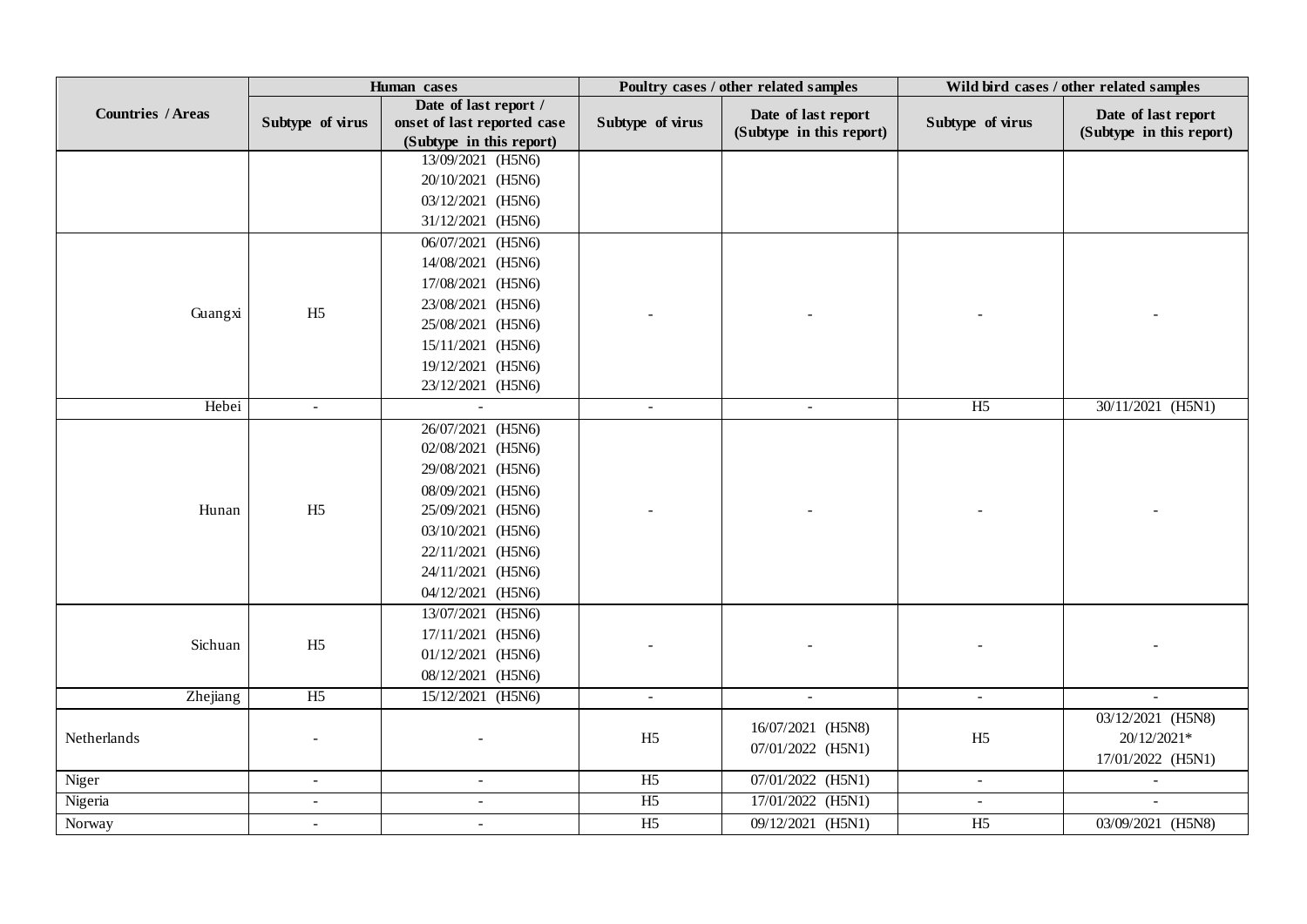| Countries / Areas | Human cases | | Poultry cases / other related samples | | Wild bird cases / other related samples | |
|---|---|---|---|---|---|---|
| | Subtype of virus | Date of last report / onset of last reported case (Subtype in this report) | Subtype of virus | Date of last report (Subtype in this report) | Subtype of virus | Date of last report (Subtype in this report) |
| | | 13/09/2021 (H5N6)<br>20/10/2021 (H5N6)<br>03/12/2021 (H5N6)<br>31/12/2021 (H5N6) | | | | |
| Guangxi | H5 | 06/07/2021 (H5N6)<br>14/08/2021 (H5N6)<br>17/08/2021 (H5N6)<br>23/08/2021 (H5N6)<br>25/08/2021 (H5N6)<br>15/11/2021 (H5N6)<br>19/12/2021 (H5N6)<br>23/12/2021 (H5N6) | - | - | - | - |
| Hebei | - | - | - | - | H5 | 30/11/2021 (H5N1) |
| Hunan | H5 | 26/07/2021 (H5N6)<br>02/08/2021 (H5N6)<br>29/08/2021 (H5N6)<br>08/09/2021 (H5N6)<br>25/09/2021 (H5N6)<br>03/10/2021 (H5N6)<br>22/11/2021 (H5N6)<br>24/11/2021 (H5N6)<br>04/12/2021 (H5N6) | - | - | - | - |
| Sichuan | H5 | 13/07/2021 (H5N6)<br>17/11/2021 (H5N6)<br>01/12/2021 (H5N6)<br>08/12/2021 (H5N6) | - | - | - | - |
| Zhejiang | H5 | 15/12/2021 (H5N6) | - | - | - | - |
| Netherlands | - | - | H5 | 16/07/2021 (H5N8)<br>07/01/2022 (H5N1) | H5 | 03/12/2021 (H5N8)<br>20/12/2021*<br>17/01/2022 (H5N1) |
| Niger | - | - | H5 | 07/01/2022 (H5N1) | - | - |
| Nigeria | - | - | H5 | 17/01/2022 (H5N1) | - | - |
| Norway | - | - | H5 | 09/12/2021 (H5N1) | H5 | 03/09/2021 (H5N8) |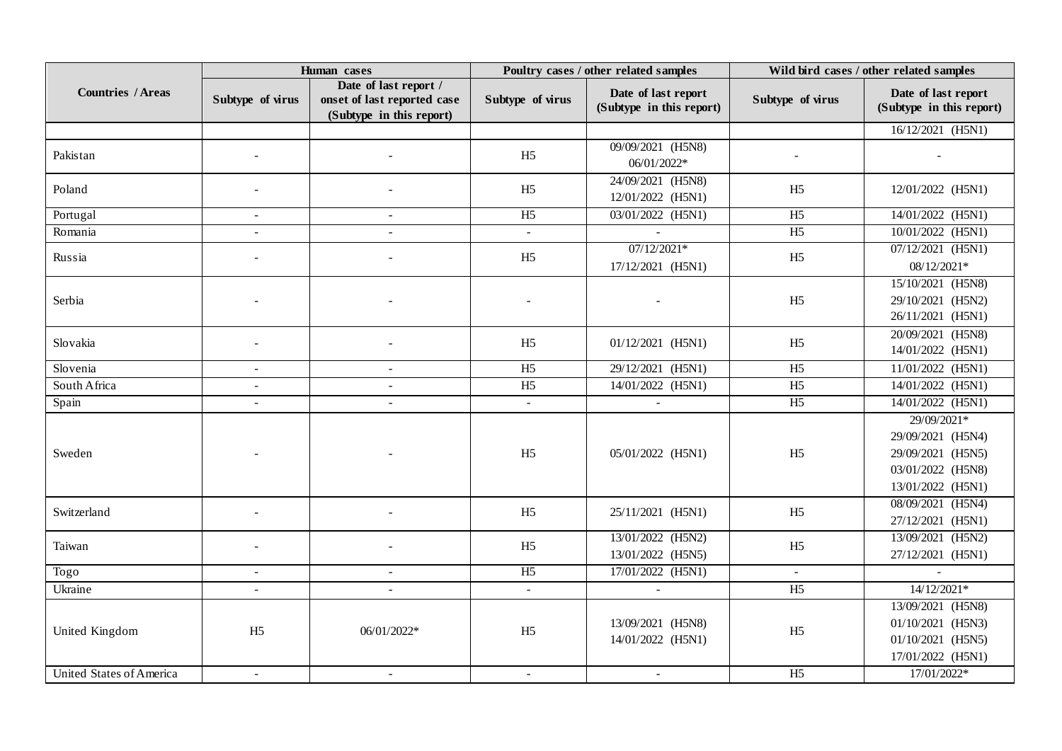| Countries / Areas | Human cases | | Poultry cases / other related samples | | Wild bird cases / other related samples | |
|---|---|---|---|---|---|---|
| | Subtype of virus | Date of last report / onset of last reported case (Subtype in this report) | Subtype of virus | Date of last report (Subtype in this report) | Subtype of virus | Date of last report (Subtype in this report) |
| | | | | | | 16/12/2021 (H5N1) |
| Pakistan | - | - | H5 | 09/09/2021 (H5N8)<br>06/01/2022* | - | - |
| Poland | - | - | H5 | 24/09/2021 (H5N8)<br>12/01/2022 (H5N1) | H5 | 12/01/2022 (H5N1) |
| Portugal | - | - | H5 | 03/01/2022 (H5N1) | H5 | 14/01/2022 (H5N1) |
| Romania | - | - | - | - | H5 | 10/01/2022 (H5N1) |
| Russia | - | - | H5 | 07/12/2021*<br>17/12/2021 (H5N1) | H5 | 07/12/2021 (H5N1)<br>08/12/2021* |
| Serbia | - | - | - | - | H5 | 15/10/2021 (H5N8)<br>29/10/2021 (H5N2)<br>26/11/2021 (H5N1) |
| Slovakia | - | - | H5 | 01/12/2021 (H5N1) | H5 | 20/09/2021 (H5N8)<br>14/01/2022 (H5N1) |
| Slovenia | - | - | H5 | 29/12/2021 (H5N1) | H5 | 11/01/2022 (H5N1) |
| South Africa | - | - | H5 | 14/01/2022 (H5N1) | H5 | 14/01/2022 (H5N1) |
| Spain | - | - | - | - | H5 | 14/01/2022 (H5N1) |
| Sweden | - | - | H5 | 05/01/2022 (H5N1) | H5 | 29/09/2021*<br>29/09/2021 (H5N4)<br>29/09/2021 (H5N5)<br>03/01/2022 (H5N8)<br>13/01/2022 (H5N1) |
| Switzerland | - | - | H5 | 25/11/2021 (H5N1) | H5 | 08/09/2021 (H5N4)<br>27/12/2021 (H5N1) |
| Taiwan | - | - | H5 | 13/01/2022 (H5N2)<br>13/01/2022 (H5N5) | H5 | 13/09/2021 (H5N2)<br>27/12/2021 (H5N1) |
| Togo | - | - | H5 | 17/01/2022 (H5N1) | - | - |
| Ukraine | - | - | - | - | H5 | 14/12/2021* |
| United Kingdom | H5 | 06/01/2022* | H5 | 13/09/2021 (H5N8)<br>14/01/2022 (H5N1) | H5 | 13/09/2021 (H5N8)<br>01/10/2021 (H5N3)<br>01/10/2021 (H5N5)<br>17/01/2022 (H5N1) |
| United States of America | - | - | - | - | H5 | 17/01/2022* |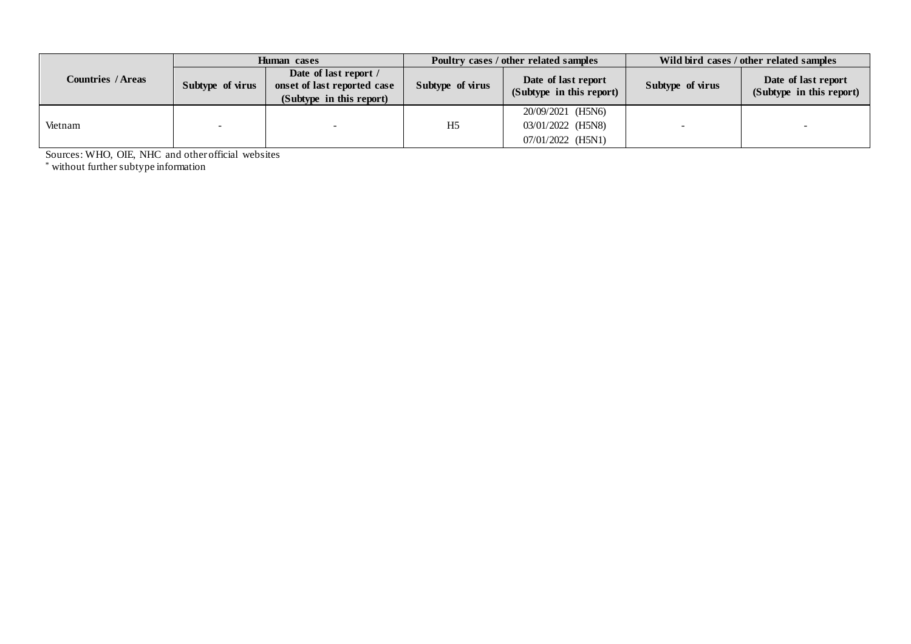| Countries / Areas | Human cases | | Poultry cases / other related samples | | Wild bird cases / other related samples | |
|---|---|---|---|---|---|---|
| | Subtype of virus | Date of last report / onset of last reported case (Subtype in this report) | Subtype of virus | Date of last report (Subtype in this report) | Subtype of virus | Date of last report (Subtype in this report) |
| Vietnam | - | - | H5 | 20/09/2021 (H5N6)<br>03/01/2022 (H5N8)<br>07/01/2022 (H5N1) | - | - |

Sources: WHO, OIE, NHC and other official websites

* without further subtype information